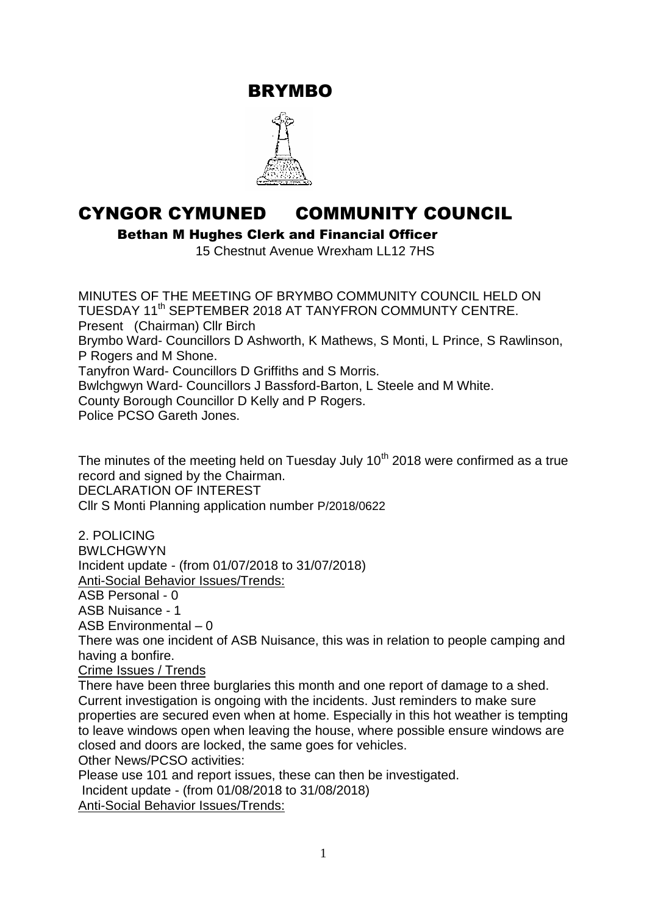# BRYMBO

# CYNGOR CYMUNED COMMUNITY COUNCIL

**Bethan M Hughes Clerk and Financial Officer**

15 Chestnut Avenue Wrexham LL12 7HS

MINUTES OF THE MEETING OF BRYMBO COMMUNITY COUNCIL HELD ON TUESDAY 11th SEPTEMBER 2018 AT TANYFRON COMMUNTY CENTRE.

Present (Chairman) Cllr Birch

Brymbo Ward- Councillors D Ashworth, K Mathews, S Monti, L Prince, S Rawlinson, P Rogers and M Shone.

Tanyfron Ward- Councillors D Griffiths and S Morris.

Bwlchgwyn Ward- Councillors J Bassford-Barton, L Steele and M White.

County Borough Councillor D Kelly and P Rogers.

Police PCSO Gareth Jones.

The minutes of the meeting held on Tuesday July 10th 2018 were confirmed as a true record and signed by the Chairman.

DECLARATION OF INTEREST

Cllr S Monti Planning application number P/2018/0622

2. POLICING

BWLCHGWYN

Incident update - (from 01/07/2018 to 31/07/2018)

Anti-Social Behavior Issues/Trends:

ASB Personal - 0

ASB Nuisance - 1

ASB Environmental – 0

There was one incident of ASB Nuisance, this was in relation to people camping and having a bonfire.

Crime Issues / Trends

There have been three burglaries this month and one report of damage to a shed. Current investigation is ongoing with the incidents. Just reminders to make sure properties are secured even when at home. Especially in this hot weather is tempting to leave windows open when leaving the house, where possible ensure windows are closed and doors are locked, the same goes for vehicles.

Other News/PCSO activities:

Please use 101 and report issues, these can then be investigated.

Incident update - (from 01/08/2018 to 31/08/2018)

Anti-Social Behavior Issues/Trends: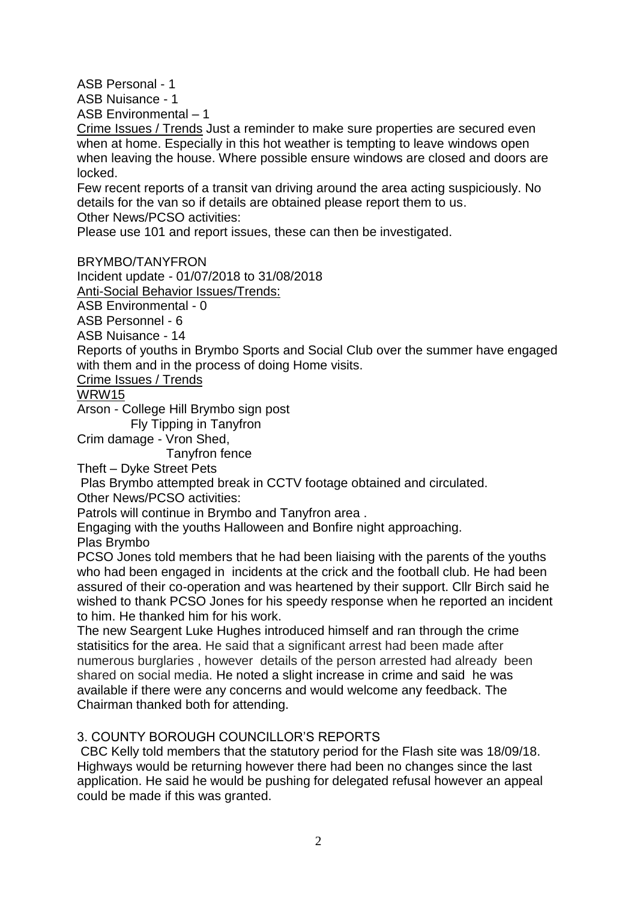ASB Personal - 1
ASB Nuisance - 1
ASB Environmental – 1

<u>Crime Issues / Trends</u> Just a reminder to make sure properties are secured even when at home. Especially in this hot weather is tempting to leave windows open when leaving the house. Where possible ensure windows are closed and doors are locked.

Few recent reports of a transit van driving around the area acting suspiciously. No details for the van so if details are obtained please report them to us.

Other News/PCSO activities:

Please use 101 and report issues, these can then be investigated.

BRYMBO/TANYFRON

Incident update - 01/07/2018 to 31/08/2018

<u>Anti-Social Behavior Issues/Trends:</u>

ASB Environmental - 0
ASB Personnel - 6
ASB Nuisance - 14

Reports of youths in Brymbo Sports and Social Club over the summer have engaged with them and in the process of doing Home visits.

<u>Crime Issues / Trends</u>

<u>WRW15</u>

Arson - College Hill Brymbo sign post
Fly Tipping in Tanyfron
Crim damage - Vron Shed,
Tanyfron fence
Theft – Dyke Street Pets
Plas Brymbo attempted break in CCTV footage obtained and circulated.

Other News/PCSO activities:

Patrols will continue in Brymbo and Tanyfron area .

Engaging with the youths Halloween and Bonfire night approaching.

Plas Brymbo

PCSO Jones told members that he had been liaising with the parents of the youths who had been engaged in incidents at the crick and the football club. He had been assured of their co-operation and was heartened by their support. Cllr Birch said he wished to thank PCSO Jones for his speedy response when he reported an incident to him. He thanked him for his work.

The new Seargent Luke Hughes introduced himself and ran through the crime statisitics for the area. He said that a significant arrest had been made after numerous burglaries , however details of the person arrested had already been shared on social media. He noted a slight increase in crime and said he was available if there were any concerns and would welcome any feedback. The Chairman thanked both for attending.

## 3. COUNTY BOROUGH COUNCILLOR'S REPORTS

CBC Kelly told members that the statutory period for the Flash site was 18/09/18. Highways would be returning however there had been no changes since the last application. He said he would be pushing for delegated refusal however an appeal could be made if this was granted.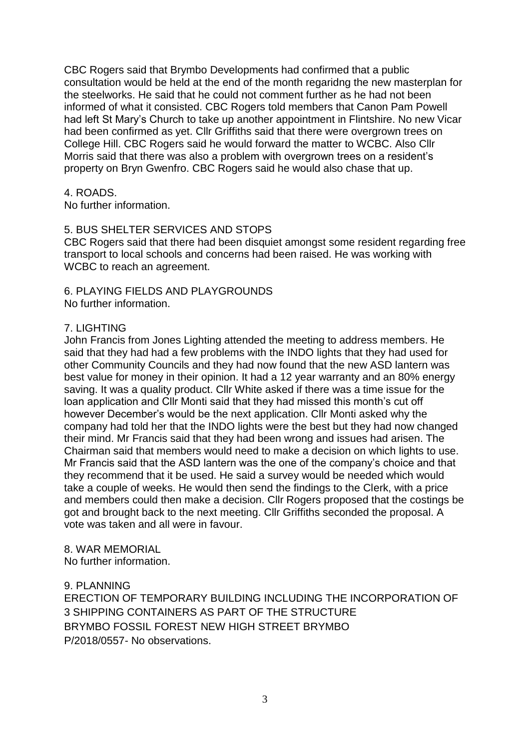CBC Rogers said that Brymbo Developments had confirmed that a public consultation would be held at the end of the month regaridng the new masterplan for the steelworks. He said that he could not comment further as he had not been informed of what it consisted. CBC Rogers told members that Canon Pam Powell had left St Mary's Church to take up another appointment in Flintshire. No new Vicar had been confirmed as yet. Cllr Griffiths said that there were overgrown trees on College Hill. CBC Rogers said he would forward the matter to WCBC. Also Cllr Morris said that there was also a problem with overgrown trees on a resident's property on Bryn Gwenfro. CBC Rogers said he would also chase that up.

4. ROADS.

No further information.

5. BUS SHELTER SERVICES AND STOPS

CBC Rogers said that there had been disquiet amongst some resident regarding free transport to local schools and concerns had been raised. He was working with WCBC to reach an agreement.

6. PLAYING FIELDS AND PLAYGROUNDS

No further information.

7. LIGHTING

John Francis from Jones Lighting attended the meeting to address members. He said that they had had a few problems with the INDO lights that they had used for other Community Councils and they had now found that the new ASD lantern was best value for money in their opinion. It had a 12 year warranty and an 80% energy saving. It was a quality product. Cllr White asked if there was a time issue for the loan application and Cllr Monti said that they had missed this month's cut off however December's would be the next application. Cllr Monti asked why the company had told her that the INDO lights were the best but they had now changed their mind. Mr Francis said that they had been wrong and issues had arisen. The Chairman said that members would need to make a decision on which lights to use. Mr Francis said that the ASD lantern was the one of the company's choice and that they recommend that it be used. He said a survey would be needed which would take a couple of weeks. He would then send the findings to the Clerk, with a price and members could then make a decision. Cllr Rogers proposed that the costings be got and brought back to the next meeting. Cllr Griffiths seconded the proposal. A vote was taken and all were in favour.

8. WAR MEMORIAL

No further information.

9. PLANNING

ERECTION OF TEMPORARY BUILDING INCLUDING THE INCORPORATION OF 3 SHIPPING CONTAINERS AS PART OF THE STRUCTURE
BRYMBO FOSSIL FOREST NEW HIGH STREET BRYMBO
P/2018/0557- No observations.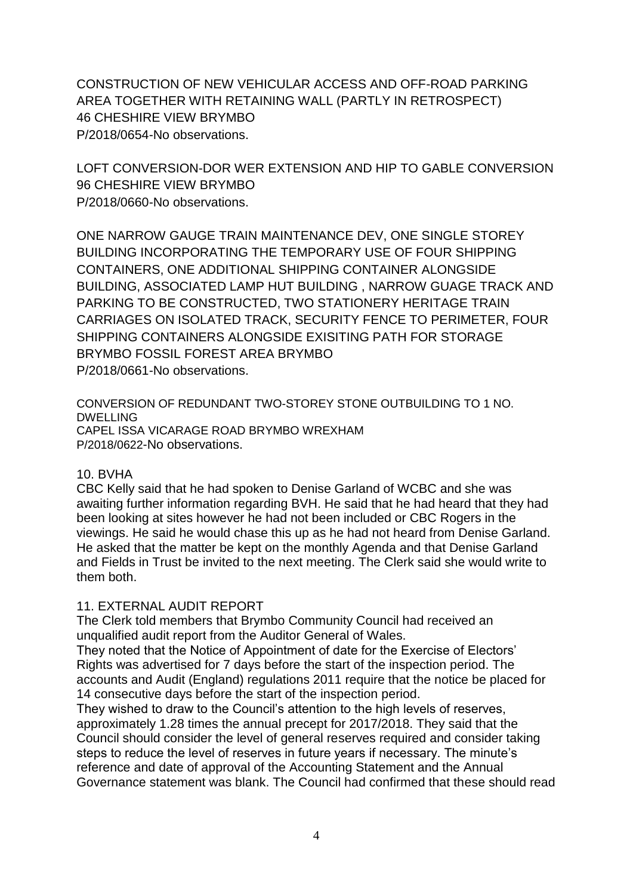CONSTRUCTION OF NEW VEHICULAR ACCESS AND OFF-ROAD PARKING AREA TOGETHER WITH RETAINING WALL (PARTLY IN RETROSPECT)
46 CHESHIRE VIEW BRYMBO
P/2018/0654-No observations.

LOFT CONVERSION-DOR WER EXTENSION AND HIP TO GABLE CONVERSION
96 CHESHIRE VIEW BRYMBO
P/2018/0660-No observations.

ONE NARROW GAUGE TRAIN MAINTENANCE DEV, ONE SINGLE STOREY BUILDING INCORPORATING THE TEMPORARY USE OF FOUR SHIPPING CONTAINERS, ONE ADDITIONAL SHIPPING CONTAINER ALONGSIDE BUILDING, ASSOCIATED LAMP HUT BUILDING , NARROW GUAGE TRACK AND PARKING TO BE CONSTRUCTED, TWO STATIONERY HERITAGE TRAIN CARRIAGES ON ISOLATED TRACK, SECURITY FENCE TO PERIMETER, FOUR SHIPPING CONTAINERS ALONGSIDE EXISITING PATH FOR STORAGE
BRYMBO FOSSIL FOREST AREA BRYMBO
P/2018/0661-No observations.

CONVERSION OF REDUNDANT TWO-STOREY STONE OUTBUILDING TO 1 NO. DWELLING
CAPEL ISSA VICARAGE ROAD BRYMBO WREXHAM
P/2018/0622-No observations.

10. BVHA

CBC Kelly said that he had spoken to Denise Garland of WCBC and she was awaiting further information regarding BVH. He said that he had heard that they had been looking at sites however he had not been included or CBC Rogers in the viewings. He said he would chase this up as he had not heard from Denise Garland. He asked that the matter be kept on the monthly Agenda and that Denise Garland and Fields in Trust be invited to the next meeting. The Clerk said she would write to them both.

11. EXTERNAL AUDIT REPORT

The Clerk told members that Brymbo Community Council had received an unqualified audit report from the Auditor General of Wales.

They noted that the Notice of Appointment of date for the Exercise of Electors' Rights was advertised for 7 days before the start of the inspection period. The accounts and Audit (England) regulations 2011 require that the notice be placed for 14 consecutive days before the start of the inspection period.

They wished to draw to the Council's attention to the high levels of reserves, approximately 1.28 times the annual precept for 2017/2018. They said that the Council should consider the level of general reserves required and consider taking steps to reduce the level of reserves in future years if necessary. The minute's reference and date of approval of the Accounting Statement and the Annual Governance statement was blank. The Council had confirmed that these should read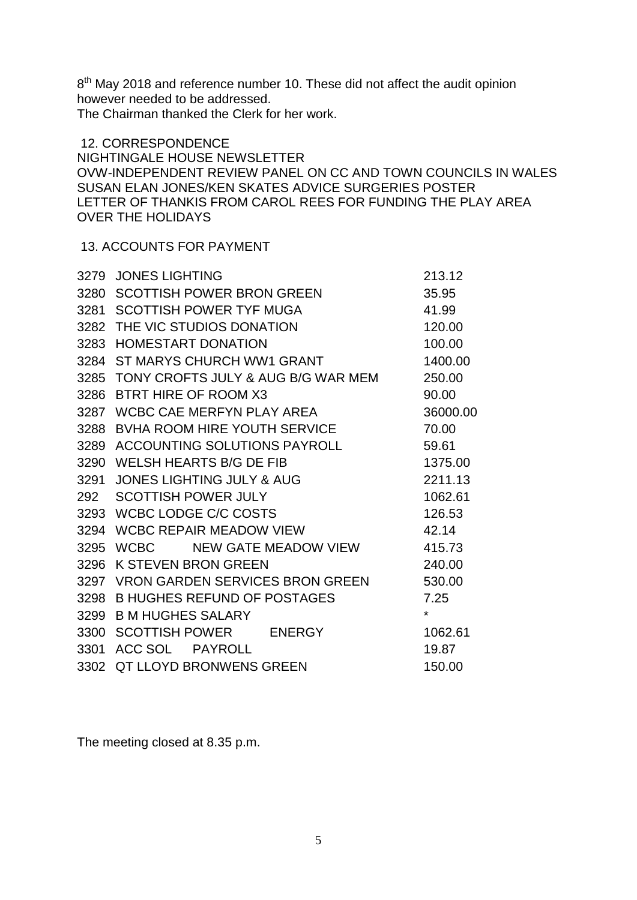8th May 2018 and reference number 10. These did not affect the audit opinion however needed to be addressed.
The Chairman thanked the Clerk for her work.

12. CORRESPONDENCE
NIGHTINGALE HOUSE NEWSLETTER
OVW-INDEPENDENT REVIEW PANEL ON CC AND TOWN COUNCILS IN WALES
SUSAN ELAN JONES/KEN SKATES ADVICE SURGERIES POSTER
LETTER OF THANKIS FROM CAROL REES FOR FUNDING THE PLAY AREA OVER THE HOLIDAYS

13. ACCOUNTS FOR PAYMENT

| | | |
|---|---|---|
| 3279 | JONES LIGHTING | 213.12 |
| 3280 | SCOTTISH POWER BRON GREEN | 35.95 |
| 3281 | SCOTTISH POWER TYF MUGA | 41.99 |
| 3282 | THE VIC STUDIOS DONATION | 120.00 |
| 3283 | HOMESTART DONATION | 100.00 |
| 3284 | ST MARYS CHURCH WW1 GRANT | 1400.00 |
| 3285 | TONY CROFTS JULY & AUG B/G WAR MEM | 250.00 |
| 3286 | BTRT HIRE OF ROOM X3 | 90.00 |
| 3287 | WCBC CAE MERFYN PLAY AREA | 36000.00 |
| 3288 | BVHA ROOM HIRE YOUTH SERVICE | 70.00 |
| 3289 | ACCOUNTING SOLUTIONS PAYROLL | 59.61 |
| 3290 | WELSH HEARTS B/G DE FIB | 1375.00 |
| 3291 | JONES LIGHTING JULY & AUG | 2211.13 |
| 292 | SCOTTISH POWER JULY | 1062.61 |
| 3293 | WCBC LODGE C/C COSTS | 126.53 |
| 3294 | WCBC REPAIR MEADOW VIEW | 42.14 |
| 3295 | WCBC NEW GATE MEADOW VIEW | 415.73 |
| 3296 | K STEVEN BRON GREEN | 240.00 |
| 3297 | VRON GARDEN SERVICES BRON GREEN | 530.00 |
| 3298 | B HUGHES REFUND OF POSTAGES | 7.25 |
| 3299 | B M HUGHES SALARY | * |
| 3300 | SCOTTISH POWER ENERGY | 1062.61 |
| 3301 | ACC SOL PAYROLL | 19.87 |
| 3302 | QT LLOYD BRONWENS GREEN | 150.00 |

The meeting closed at 8.35 p.m.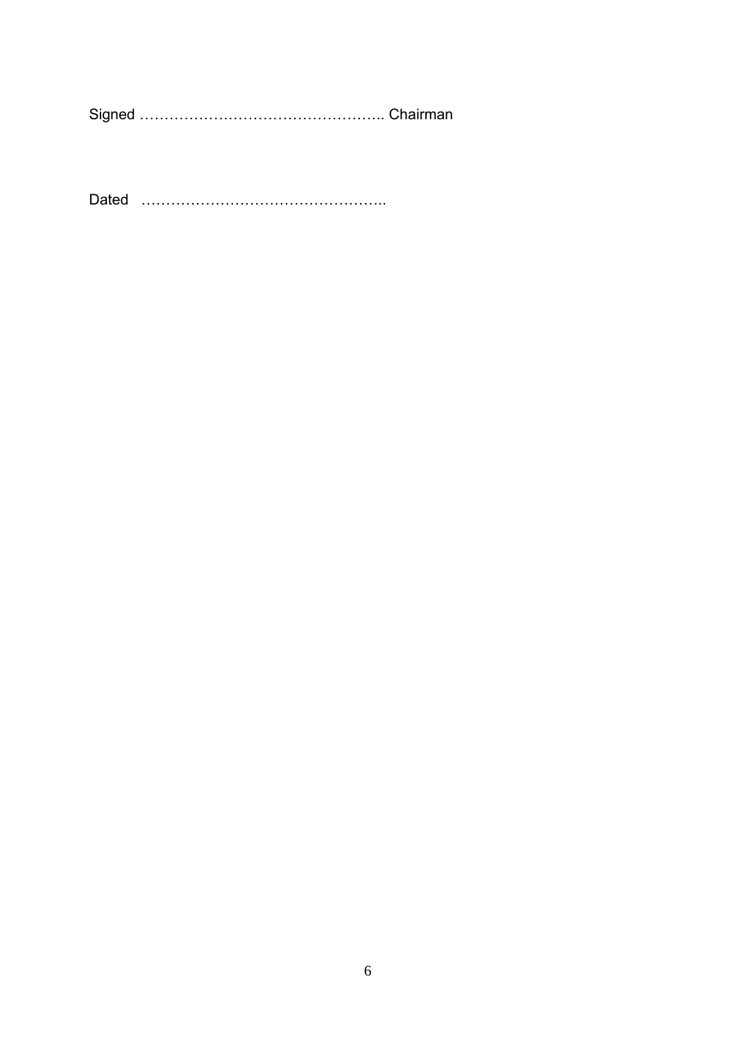Signed ………………………………………….. Chairman

Dated …………………………………………..